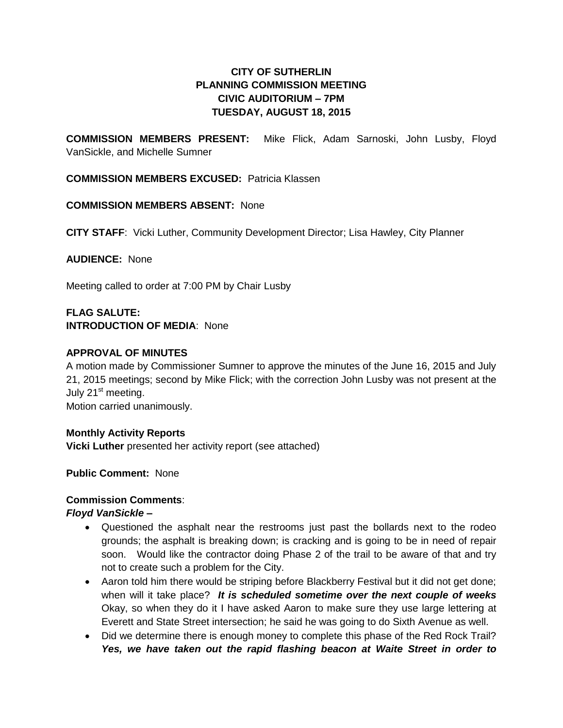# CITY OF SUTHERLIN
## PLANNING COMMISSION MEETING
## CIVIC AUDITORIUM – 7PM
## TUESDAY, AUGUST 18, 2015

**COMMISSION MEMBERS PRESENT:** Mike Flick, Adam Sarnoski, John Lusby, Floyd VanSickle, and Michelle Sumner

**COMMISSION MEMBERS EXCUSED:** Patricia Klassen

**COMMISSION MEMBERS ABSENT:** None

**CITY STAFF**: Vicki Luther, Community Development Director; Lisa Hawley, City Planner

**AUDIENCE:** None

Meeting called to order at 7:00 PM by Chair Lusby

**FLAG SALUTE:**
**INTRODUCTION OF MEDIA**: None

**APPROVAL OF MINUTES**
A motion made by Commissioner Sumner to approve the minutes of the June 16, 2015 and July 21, 2015 meetings; second by Mike Flick; with the correction John Lusby was not present at the July 21st meeting.
Motion carried unanimously.

**Monthly Activity Reports**
**Vicki Luther** presented her activity report (see attached)

**Public Comment:** None

**Commission Comments**:
***Floyd VanSickle –***

- Questioned the asphalt near the restrooms just past the bollards next to the rodeo grounds; the asphalt is breaking down; is cracking and is going to be in need of repair soon. Would like the contractor doing Phase 2 of the trail to be aware of that and try not to create such a problem for the City.
- Aaron told him there would be striping before Blackberry Festival but it did not get done; when will it take place? ***It is scheduled sometime over the next couple of weeks*** Okay, so when they do it I have asked Aaron to make sure they use large lettering at Everett and State Street intersection; he said he was going to do Sixth Avenue as well.
- Did we determine there is enough money to complete this phase of the Red Rock Trail? ***Yes, we have taken out the rapid flashing beacon at Waite Street in order to***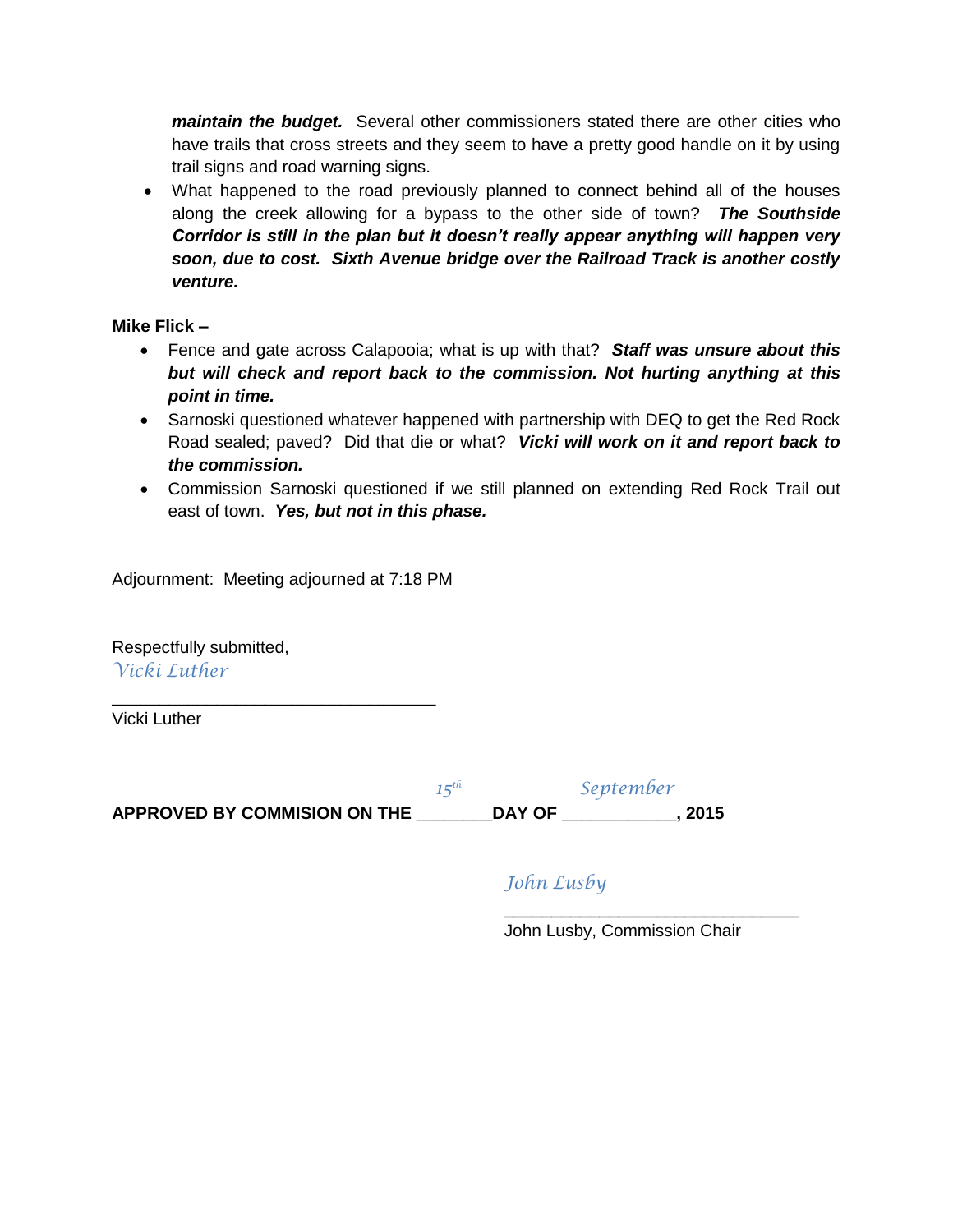***maintain the budget.*** Several other commissioners stated there are other cities who have trails that cross streets and they seem to have a pretty good handle on it by using trail signs and road warning signs.

- What happened to the road previously planned to connect behind all of the houses along the creek allowing for a bypass to the other side of town? ***The Southside Corridor is still in the plan but it doesn't really appear anything will happen very soon, due to cost. Sixth Avenue bridge over the Railroad Track is another costly venture.***

**Mike Flick –**

- Fence and gate across Calapooia; what is up with that? ***Staff was unsure about this but will check and report back to the commission. Not hurting anything at this point in time.***
- Sarnoski questioned whatever happened with partnership with DEQ to get the Red Rock Road sealed; paved? Did that die or what? ***Vicki will work on it and report back to the commission.***
- Commission Sarnoski questioned if we still planned on extending Red Rock Trail out east of town. ***Yes, but not in this phase.***

Adjournment: Meeting adjourned at 7:18 PM

Respectfully submitted,
*Vicki Luther*

___________________________________
Vicki Luther

**APPROVED BY COMMISION ON THE** *15th* **DAY OF** *September***, 2015**

*John Lusby*

___________________________________
John Lusby, Commission Chair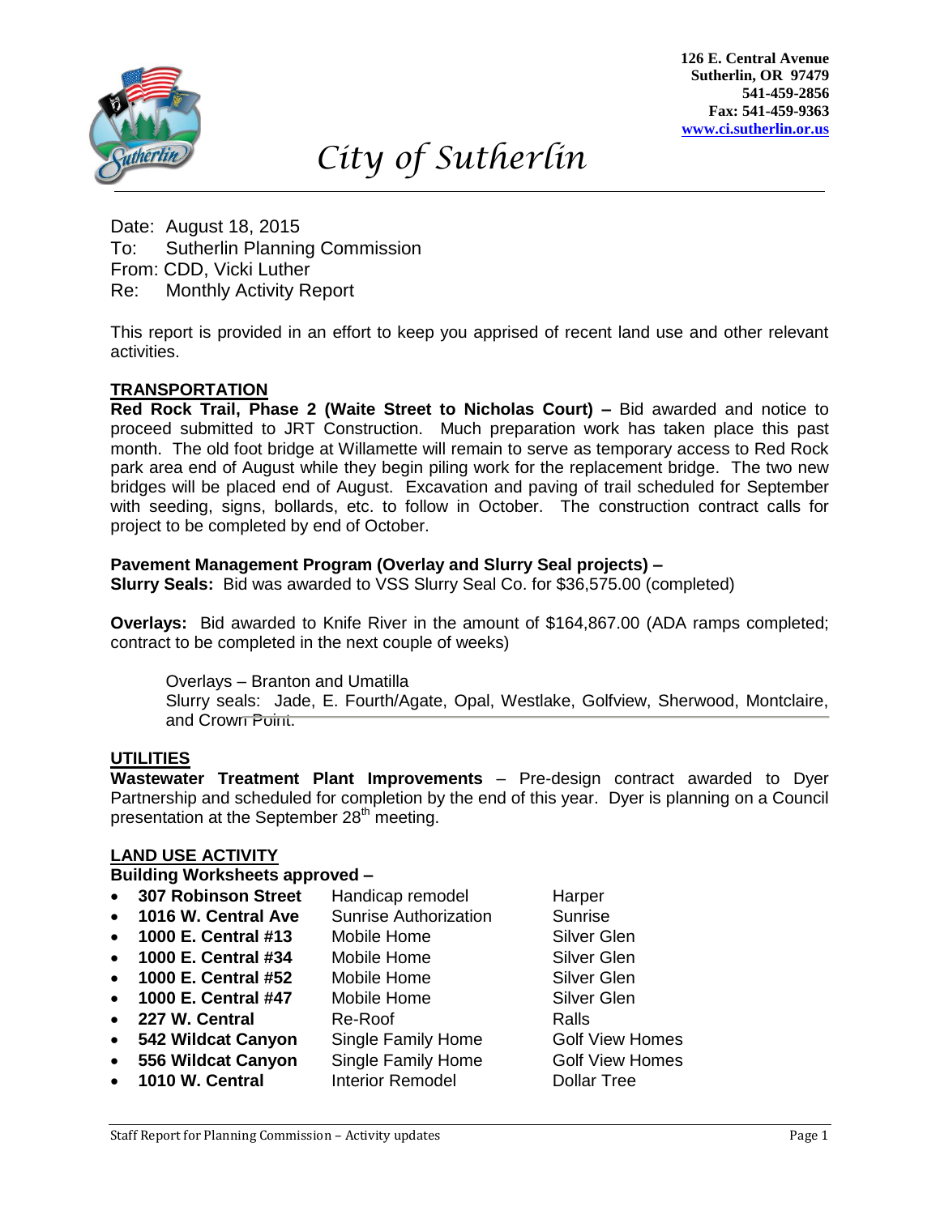126 E. Central Avenue
Sutherlin, OR 97479
541-459-2856
Fax: 541-459-9363
www.ci.sutherlin.or.us

# City of Sutherlin

Date: August 18, 2015
To: Sutherlin Planning Commission
From: CDD, Vicki Luther
Re: Monthly Activity Report

This report is provided in an effort to keep you apprised of recent land use and other relevant activities.

## TRANSPORTATION

**Red Rock Trail, Phase 2 (Waite Street to Nicholas Court) –** Bid awarded and notice to proceed submitted to JRT Construction. Much preparation work has taken place this past month. The old foot bridge at Willamette will remain to serve as temporary access to Red Rock park area end of August while they begin piling work for the replacement bridge. The two new bridges will be placed end of August. Excavation and paving of trail scheduled for September with seeding, signs, bollards, etc. to follow in October. The construction contract calls for project to be completed by end of October.

**Pavement Management Program (Overlay and Slurry Seal projects) –**
**Slurry Seals:** Bid was awarded to VSS Slurry Seal Co. for $36,575.00 (completed)

**Overlays:** Bid awarded to Knife River in the amount of $164,867.00 (ADA ramps completed; contract to be completed in the next couple of weeks)

Overlays – Branton and Umatilla
Slurry seals: Jade, E. Fourth/Agate, Opal, Westlake, Golfview, Sherwood, Montclaire, and Crown Point.

## UTILITIES

**Wastewater Treatment Plant Improvements** – Pre-design contract awarded to Dyer Partnership and scheduled for completion by the end of this year. Dyer is planning on a Council presentation at the September 28th meeting.

## LAND USE ACTIVITY

**Building Worksheets approved –**

- **307 Robinson Street** — Handicap remodel — Harper
- **1016 W. Central Ave** — Sunrise Authorization — Sunrise
- **1000 E. Central #13** — Mobile Home — Silver Glen
- **1000 E. Central #34** — Mobile Home — Silver Glen
- **1000 E. Central #52** — Mobile Home — Silver Glen
- **1000 E. Central #47** — Mobile Home — Silver Glen
- **227 W. Central** — Re-Roof — Ralls
- **542 Wildcat Canyon** — Single Family Home — Golf View Homes
- **556 Wildcat Canyon** — Single Family Home — Golf View Homes
- **1010 W. Central** — Interior Remodel — Dollar Tree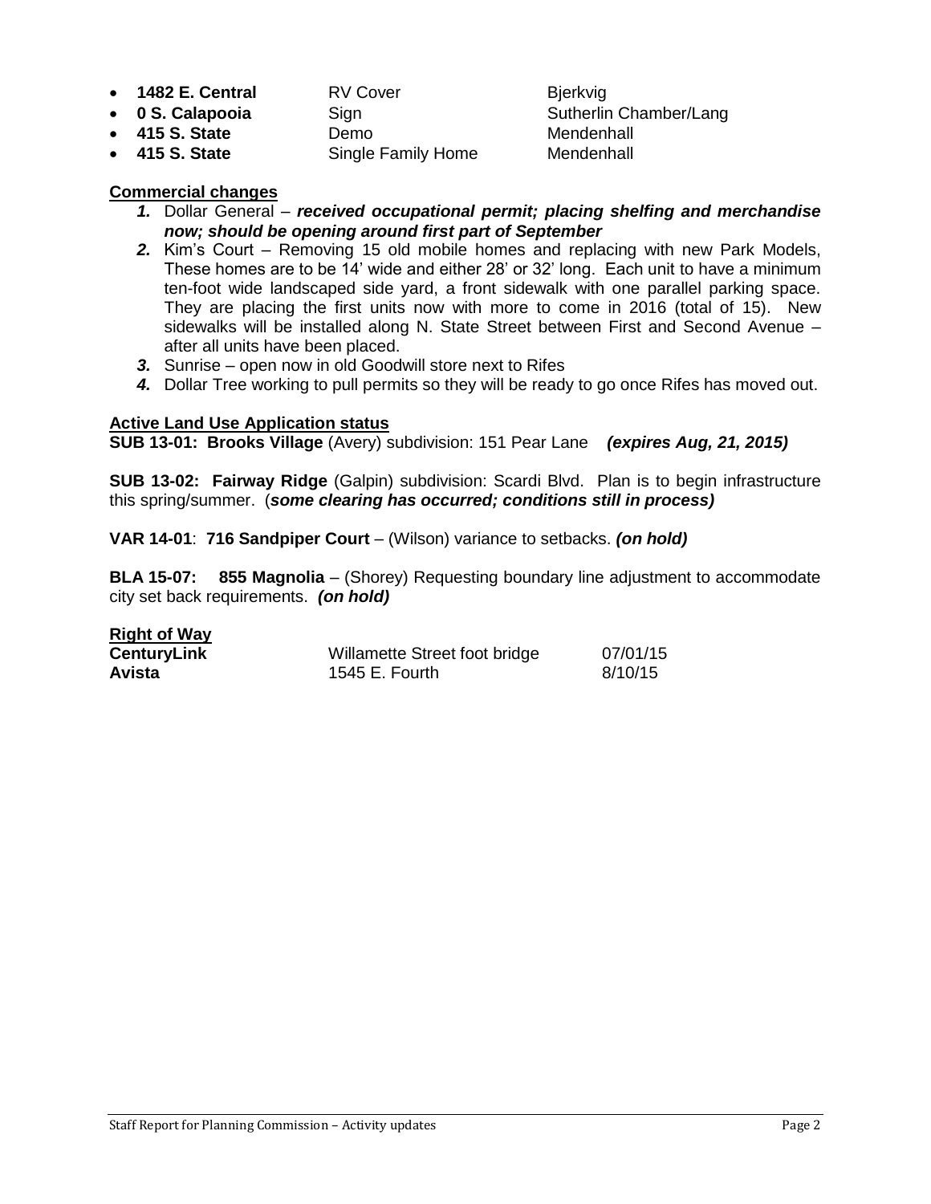- **1482 E. Central** RV Cover Bjerkvig
- **0 S. Calapooia** Sign Sutherlin Chamber/Lang
- **415 S. State** Demo Mendenhall
- **415 S. State** Single Family Home Mendenhall

**Commercial changes**

1. Dollar General – ***received occupational permit; placing shelfing and merchandise now; should be opening around first part of September***
2. Kim's Court – Removing 15 old mobile homes and replacing with new Park Models, These homes are to be 14' wide and either 28' or 32' long. Each unit to have a minimum ten-foot wide landscaped side yard, a front sidewalk with one parallel parking space. They are placing the first units now with more to come in 2016 (total of 15). New sidewalks will be installed along N. State Street between First and Second Avenue – after all units have been placed.
3. Sunrise – open now in old Goodwill store next to Rifes
4. Dollar Tree working to pull permits so they will be ready to go once Rifes has moved out.

**Active Land Use Application status**

**SUB 13-01: Brooks Village** (Avery) subdivision: 151 Pear Lane ***(expires Aug, 21, 2015)***

**SUB 13-02: Fairway Ridge** (Galpin) subdivision: Scardi Blvd. Plan is to begin infrastructure this spring/summer. (***some clearing has occurred; conditions still in process)***

**VAR 14-01**: **716 Sandpiper Court** – (Wilson) variance to setbacks. ***(on hold)***

**BLA 15-07: 855 Magnolia** – (Shorey) Requesting boundary line adjustment to accommodate city set back requirements. ***(on hold)***

**Right of Way**

| | | |
|---|---|---|
| **CenturyLink** | Willamette Street foot bridge | 07/01/15 |
| **Avista** | 1545 E. Fourth | 8/10/15 |